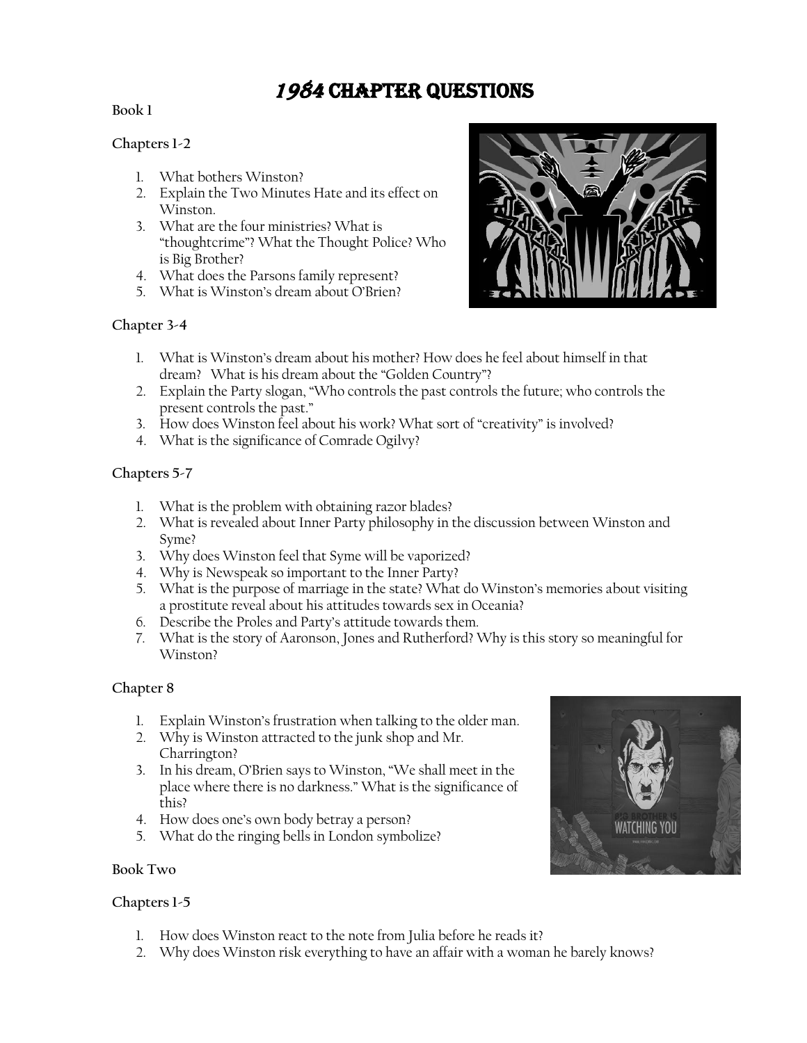# *1984* Chapter Questions

## Book 1

### Chapters 1-2

1. What bothers Winston?
2. Explain the Two Minutes Hate and its effect on Winston.
3. What are the four ministries? What is "thoughtcrime"? What the Thought Police? Who is Big Brother?
4. What does the Parsons family represent?
5. What is Winston's dream about O'Brien?

### Chapter 3-4

1. What is Winston's dream about his mother? How does he feel about himself in that dream? What is his dream about the "Golden Country"?
2. Explain the Party slogan, "Who controls the past controls the future; who controls the present controls the past."
3. How does Winston feel about his work? What sort of "creativity" is involved?
4. What is the significance of Comrade Ogilvy?

### Chapters 5-7

1. What is the problem with obtaining razor blades?
2. What is revealed about Inner Party philosophy in the discussion between Winston and Syme?
3. Why does Winston feel that Syme will be vaporized?
4. Why is Newspeak so important to the Inner Party?
5. What is the purpose of marriage in the state? What do Winston's memories about visiting a prostitute reveal about his attitudes towards sex in Oceania?
6. Describe the Proles and Party's attitude towards them.
7. What is the story of Aaronson, Jones and Rutherford? Why is this story so meaningful for Winston?

### Chapter 8

1. Explain Winston's frustration when talking to the older man.
2. Why is Winston attracted to the junk shop and Mr. Charrington?
3. In his dream, O'Brien says to Winston, "We shall meet in the place where there is no darkness." What is the significance of this?
4. How does one's own body betray a person?
5. What do the ringing bells in London symbolize?

## Book Two

### Chapters 1-5

1. How does Winston react to the note from Julia before he reads it?
2. Why does Winston risk everything to have an affair with a woman he barely knows?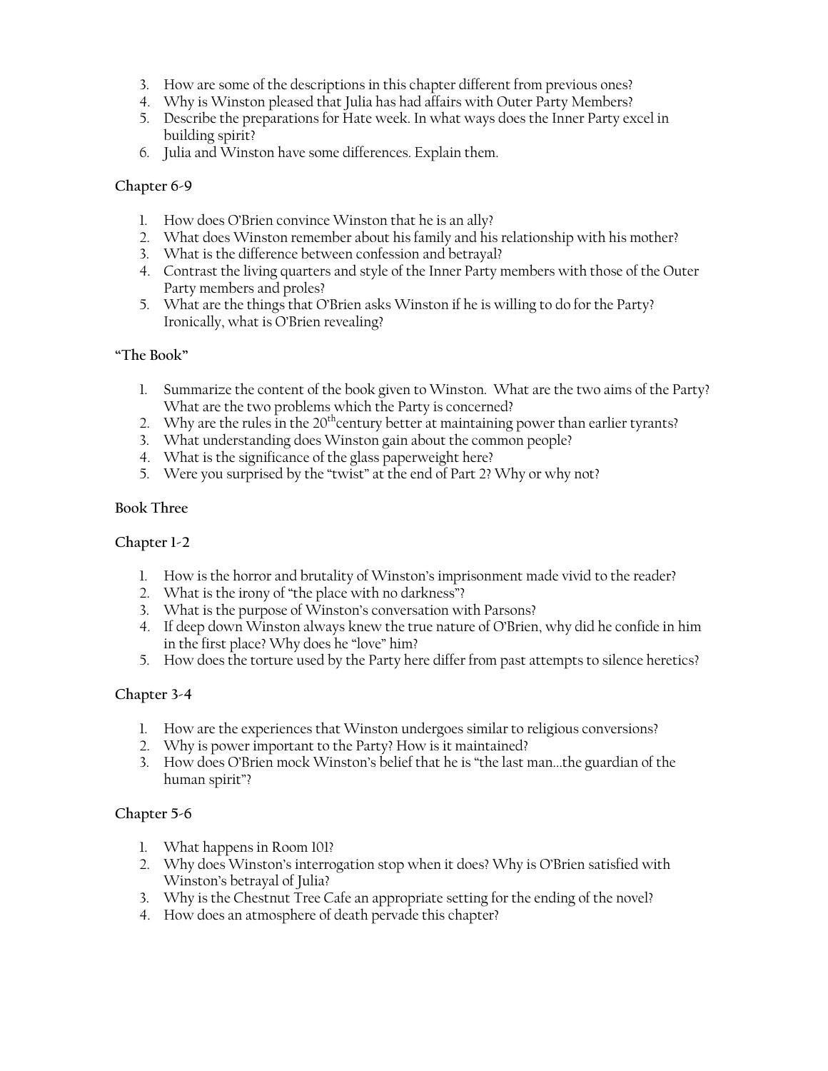3. How are some of the descriptions in this chapter different from previous ones?
4. Why is Winston pleased that Julia has had affairs with Outer Party Members?
5. Describe the preparations for Hate week. In what ways does the Inner Party excel in building spirit?
6. Julia and Winston have some differences. Explain them.

### Chapter 6-9

1. How does O'Brien convince Winston that he is an ally?
2. What does Winston remember about his family and his relationship with his mother?
3. What is the difference between confession and betrayal?
4. Contrast the living quarters and style of the Inner Party members with those of the Outer Party members and proles?
5. What are the things that O'Brien asks Winston if he is willing to do for the Party? Ironically, what is O'Brien revealing?

### "The Book"

1. Summarize the content of the book given to Winston. What are the two aims of the Party? What are the two problems which the Party is concerned?
2. Why are the rules in the 20th century better at maintaining power than earlier tyrants?
3. What understanding does Winston gain about the common people?
4. What is the significance of the glass paperweight here?
5. Were you surprised by the "twist" at the end of Part 2? Why or why not?

### Book Three

### Chapter 1-2

1. How is the horror and brutality of Winston's imprisonment made vivid to the reader?
2. What is the irony of "the place with no darkness"?
3. What is the purpose of Winston's conversation with Parsons?
4. If deep down Winston always knew the true nature of O'Brien, why did he confide in him in the first place? Why does he "love" him?
5. How does the torture used by the Party here differ from past attempts to silence heretics?

### Chapter 3-4

1. How are the experiences that Winston undergoes similar to religious conversions?
2. Why is power important to the Party? How is it maintained?
3. How does O'Brien mock Winston's belief that he is "the last man…the guardian of the human spirit"?

### Chapter 5-6

1. What happens in Room 101?
2. Why does Winston's interrogation stop when it does? Why is O'Brien satisfied with Winston's betrayal of Julia?
3. Why is the Chestnut Tree Cafe an appropriate setting for the ending of the novel?
4. How does an atmosphere of death pervade this chapter?